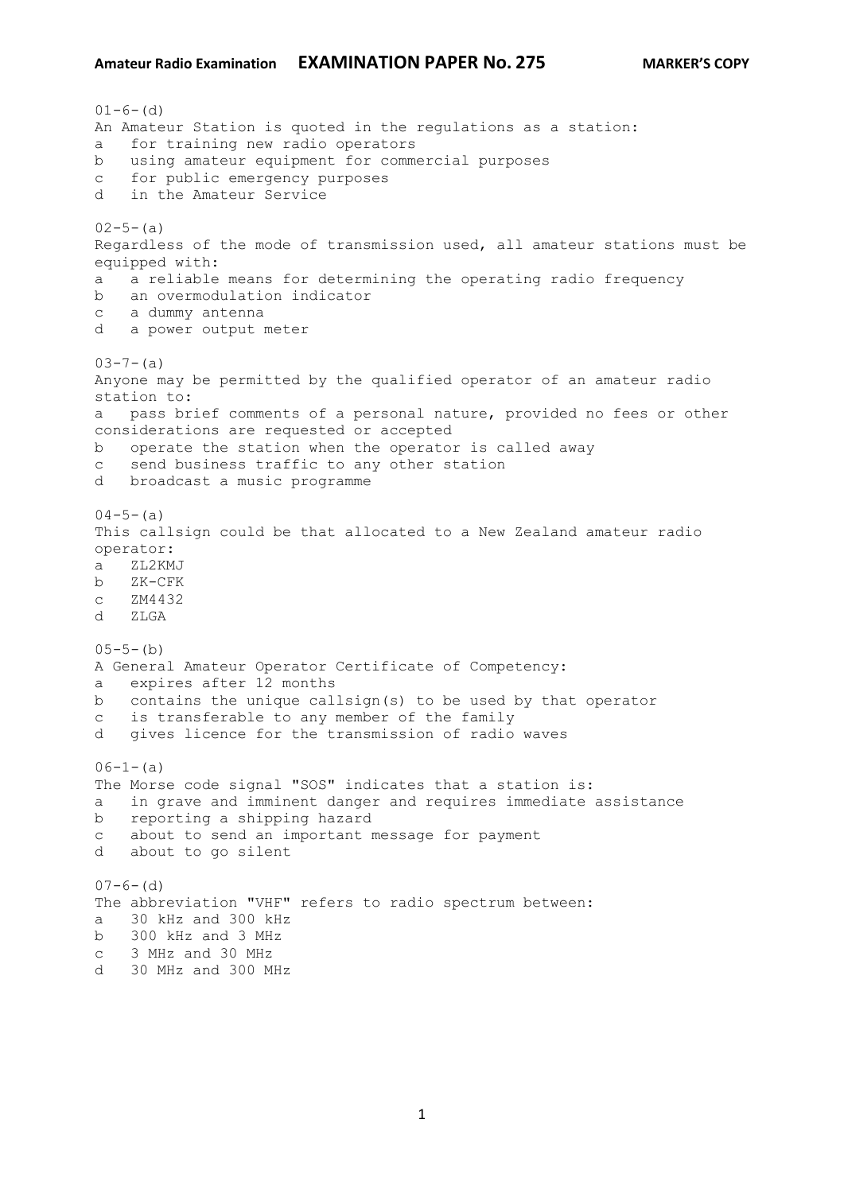01-6-(d)
An Amateur Station is quoted in the regulations as a station:
a for training new radio operators
b using amateur equipment for commercial purposes
c for public emergency purposes
d in the Amateur Service

02-5-(a)
Regardless of the mode of transmission used, all amateur stations must be equipped with:
a a reliable means for determining the operating radio frequency
b an overmodulation indicator
c a dummy antenna
d a power output meter

03-7-(a)
Anyone may be permitted by the qualified operator of an amateur radio station to:
a pass brief comments of a personal nature, provided no fees or other considerations are requested or accepted
b operate the station when the operator is called away
c send business traffic to any other station
d broadcast a music programme

04-5-(a)
This callsign could be that allocated to a New Zealand amateur radio operator:
a ZL2KMJ
b ZK-CFK
c ZM4432
d ZLGA

05-5-(b)
A General Amateur Operator Certificate of Competency:
a expires after 12 months
b contains the unique callsign(s) to be used by that operator
c is transferable to any member of the family
d gives licence for the transmission of radio waves

06-1-(a)
The Morse code signal "SOS" indicates that a station is:
a in grave and imminent danger and requires immediate assistance
b reporting a shipping hazard
c about to send an important message for payment
d about to go silent

07-6-(d)
The abbreviation "VHF" refers to radio spectrum between:
a 30 kHz and 300 kHz
b 300 kHz and 3 MHz
c 3 MHz and 30 MHz
d 30 MHz and 300 MHz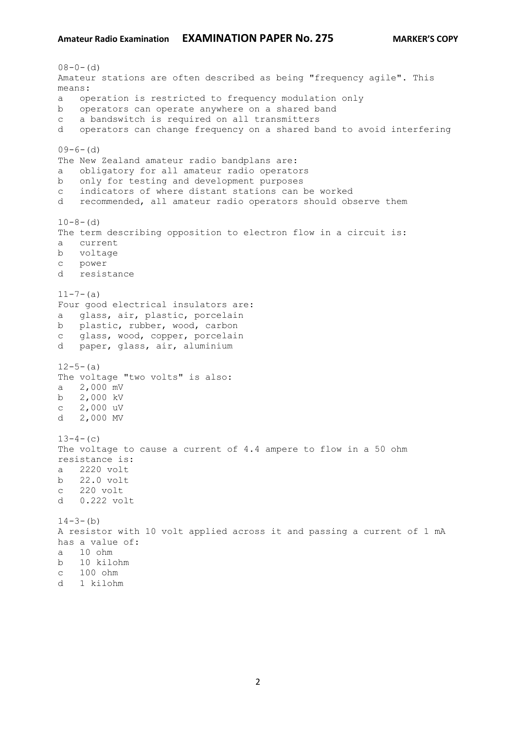08-0-(d)
Amateur stations are often described as being "frequency agile". This means:
a   operation is restricted to frequency modulation only
b   operators can operate anywhere on a shared band
c   a bandswitch is required on all transmitters
d   operators can change frequency on a shared band to avoid interfering

09-6-(d)
The New Zealand amateur radio bandplans are:
a   obligatory for all amateur radio operators
b   only for testing and development purposes
c   indicators of where distant stations can be worked
d   recommended, all amateur radio operators should observe them

10-8-(d)
The term describing opposition to electron flow in a circuit is:
a   current
b   voltage
c   power
d   resistance

11-7-(a)
Four good electrical insulators are:
a   glass, air, plastic, porcelain
b   plastic, rubber, wood, carbon
c   glass, wood, copper, porcelain
d   paper, glass, air, aluminium

12-5-(a)
The voltage "two volts" is also:
a   2,000 mV
b   2,000 kV
c   2,000 uV
d   2,000 MV

13-4-(c)
The voltage to cause a current of 4.4 ampere to flow in a 50 ohm resistance is:
a   2220 volt
b   22.0 volt
c   220 volt
d   0.222 volt

14-3-(b)
A resistor with 10 volt applied across it and passing a current of 1 mA has a value of:
a   10 ohm
b   10 kilohm
c   100 ohm
d   1 kilohm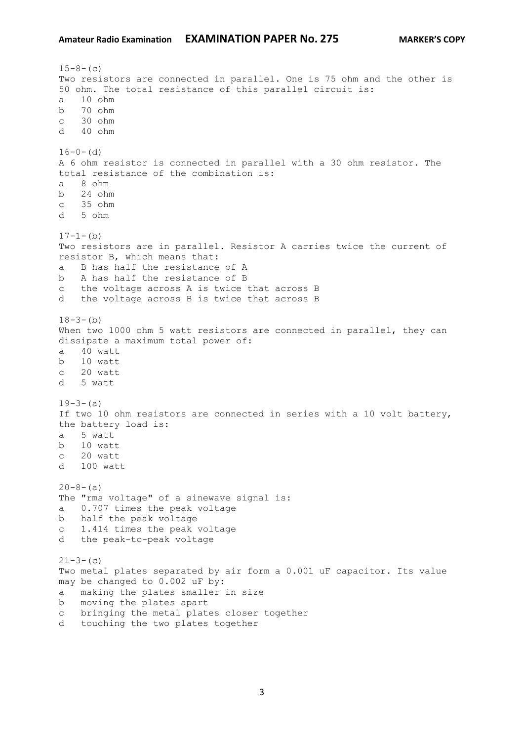15-8-(c)
Two resistors are connected in parallel. One is 75 ohm and the other is 50 ohm. The total resistance of this parallel circuit is:
a 10 ohm
b 70 ohm
c 30 ohm
d 40 ohm

16-0-(d)
A 6 ohm resistor is connected in parallel with a 30 ohm resistor. The total resistance of the combination is:
a 8 ohm
b 24 ohm
c 35 ohm
d 5 ohm

17-1-(b)
Two resistors are in parallel. Resistor A carries twice the current of resistor B, which means that:
a B has half the resistance of A
b A has half the resistance of B
c the voltage across A is twice that across B
d the voltage across B is twice that across B

18-3-(b)
When two 1000 ohm 5 watt resistors are connected in parallel, they can dissipate a maximum total power of:
a 40 watt
b 10 watt
c 20 watt
d 5 watt

19-3-(a)
If two 10 ohm resistors are connected in series with a 10 volt battery, the battery load is:
a 5 watt
b 10 watt
c 20 watt
d 100 watt

20-8-(a)
The "rms voltage" of a sinewave signal is:
a 0.707 times the peak voltage
b half the peak voltage
c 1.414 times the peak voltage
d the peak-to-peak voltage

21-3-(c)
Two metal plates separated by air form a 0.001 uF capacitor. Its value may be changed to 0.002 uF by:
a making the plates smaller in size
b moving the plates apart
c bringing the metal plates closer together
d touching the two plates together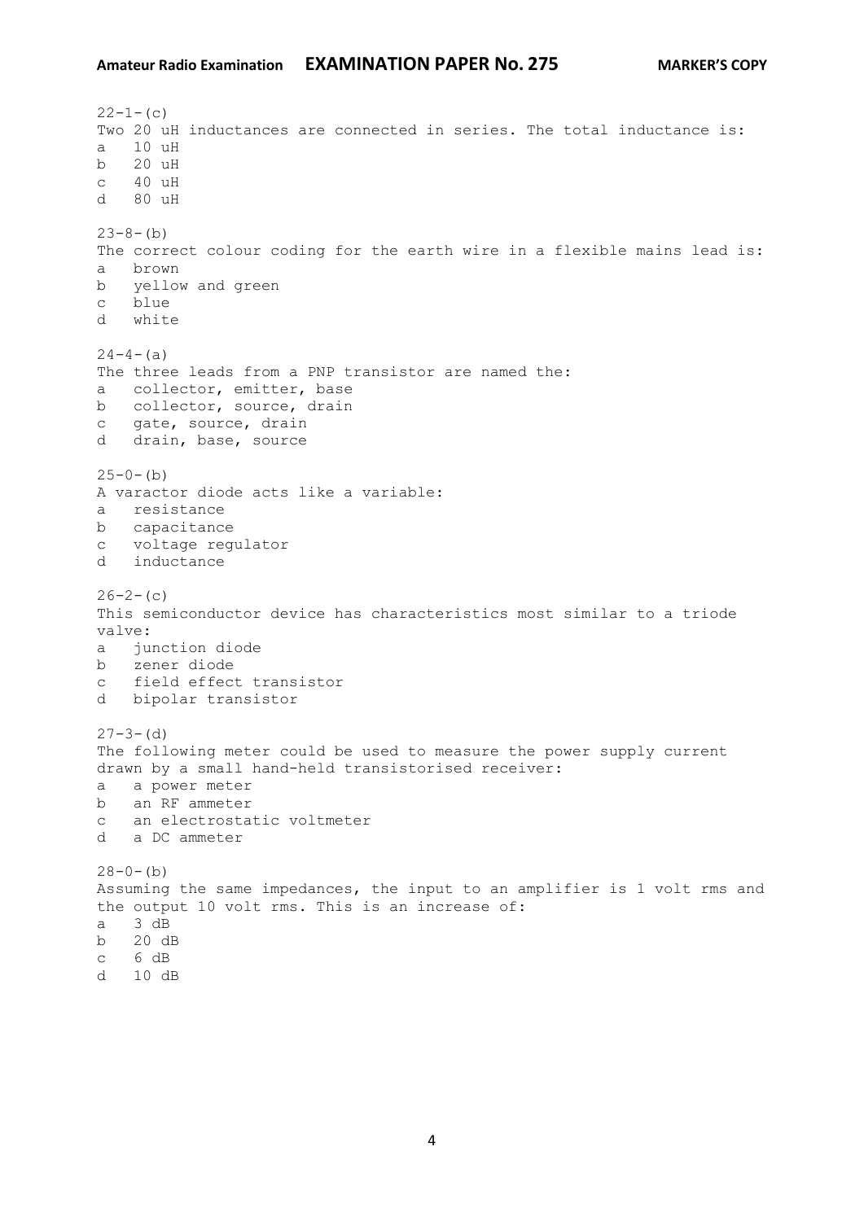22-1-(c)
Two 20 uH inductances are connected in series. The total inductance is:
a 10 uH
b 20 uH
c 40 uH
d 80 uH

23-8-(b)
The correct colour coding for the earth wire in a flexible mains lead is:
a brown
b yellow and green
c blue
d white

24-4-(a)
The three leads from a PNP transistor are named the:
a collector, emitter, base
b collector, source, drain
c gate, source, drain
d drain, base, source

25-0-(b)
A varactor diode acts like a variable:
a resistance
b capacitance
c voltage regulator
d inductance

26-2-(c)
This semiconductor device has characteristics most similar to a triode valve:
a junction diode
b zener diode
c field effect transistor
d bipolar transistor

27-3-(d)
The following meter could be used to measure the power supply current drawn by a small hand-held transistorised receiver:
a a power meter
b an RF ammeter
c an electrostatic voltmeter
d a DC ammeter

28-0-(b)
Assuming the same impedances, the input to an amplifier is 1 volt rms and the output 10 volt rms. This is an increase of:
a 3 dB
b 20 dB
c 6 dB
d 10 dB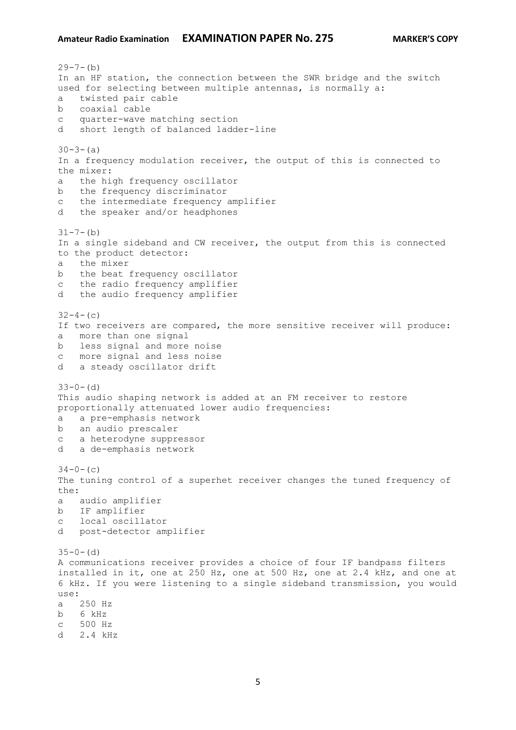29-7-(b)
In an HF station, the connection between the SWR bridge and the switch used for selecting between multiple antennas, is normally a:
a twisted pair cable
b coaxial cable
c quarter-wave matching section
d short length of balanced ladder-line

30-3-(a)
In a frequency modulation receiver, the output of this is connected to the mixer:
a the high frequency oscillator
b the frequency discriminator
c the intermediate frequency amplifier
d the speaker and/or headphones

31-7-(b)
In a single sideband and CW receiver, the output from this is connected to the product detector:
a the mixer
b the beat frequency oscillator
c the radio frequency amplifier
d the audio frequency amplifier

32-4-(c)
If two receivers are compared, the more sensitive receiver will produce:
a more than one signal
b less signal and more noise
c more signal and less noise
d a steady oscillator drift

33-0-(d)
This audio shaping network is added at an FM receiver to restore proportionally attenuated lower audio frequencies:
a a pre-emphasis network
b an audio prescaler
c a heterodyne suppressor
d a de-emphasis network

34-0-(c)
The tuning control of a superhet receiver changes the tuned frequency of the:
a audio amplifier
b IF amplifier
c local oscillator
d post-detector amplifier

35-0-(d)
A communications receiver provides a choice of four IF bandpass filters installed in it, one at 250 Hz, one at 500 Hz, one at 2.4 kHz, and one at 6 kHz. If you were listening to a single sideband transmission, you would use:
a 250 Hz
b 6 kHz
c 500 Hz
d 2.4 kHz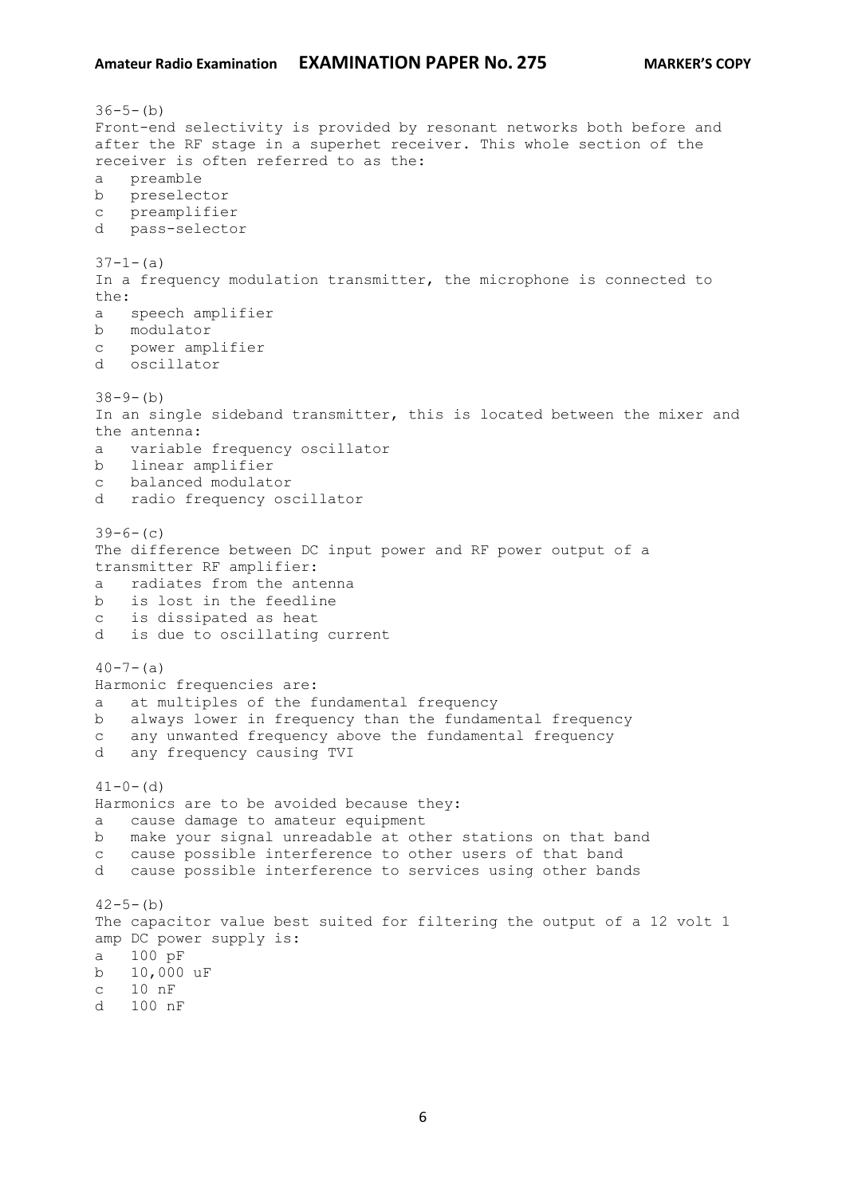36-5-(b)
Front-end selectivity is provided by resonant networks both before and after the RF stage in a superhet receiver. This whole section of the receiver is often referred to as the:

a preamble
b preselector
c preamplifier
d pass-selector

37-1-(a)
In a frequency modulation transmitter, the microphone is connected to the:

a speech amplifier
b modulator
c power amplifier
d oscillator

38-9-(b)
In an single sideband transmitter, this is located between the mixer and the antenna:

a variable frequency oscillator
b linear amplifier
c balanced modulator
d radio frequency oscillator

39-6-(c)
The difference between DC input power and RF power output of a transmitter RF amplifier:

a radiates from the antenna
b is lost in the feedline
c is dissipated as heat
d is due to oscillating current

40-7-(a)
Harmonic frequencies are:

a at multiples of the fundamental frequency
b always lower in frequency than the fundamental frequency
c any unwanted frequency above the fundamental frequency
d any frequency causing TVI

41-0-(d)
Harmonics are to be avoided because they:

a cause damage to amateur equipment
b make your signal unreadable at other stations on that band
c cause possible interference to other users of that band
d cause possible interference to services using other bands

42-5-(b)
The capacitor value best suited for filtering the output of a 12 volt 1 amp DC power supply is:

a 100 pF
b 10,000 uF
c 10 nF
d 100 nF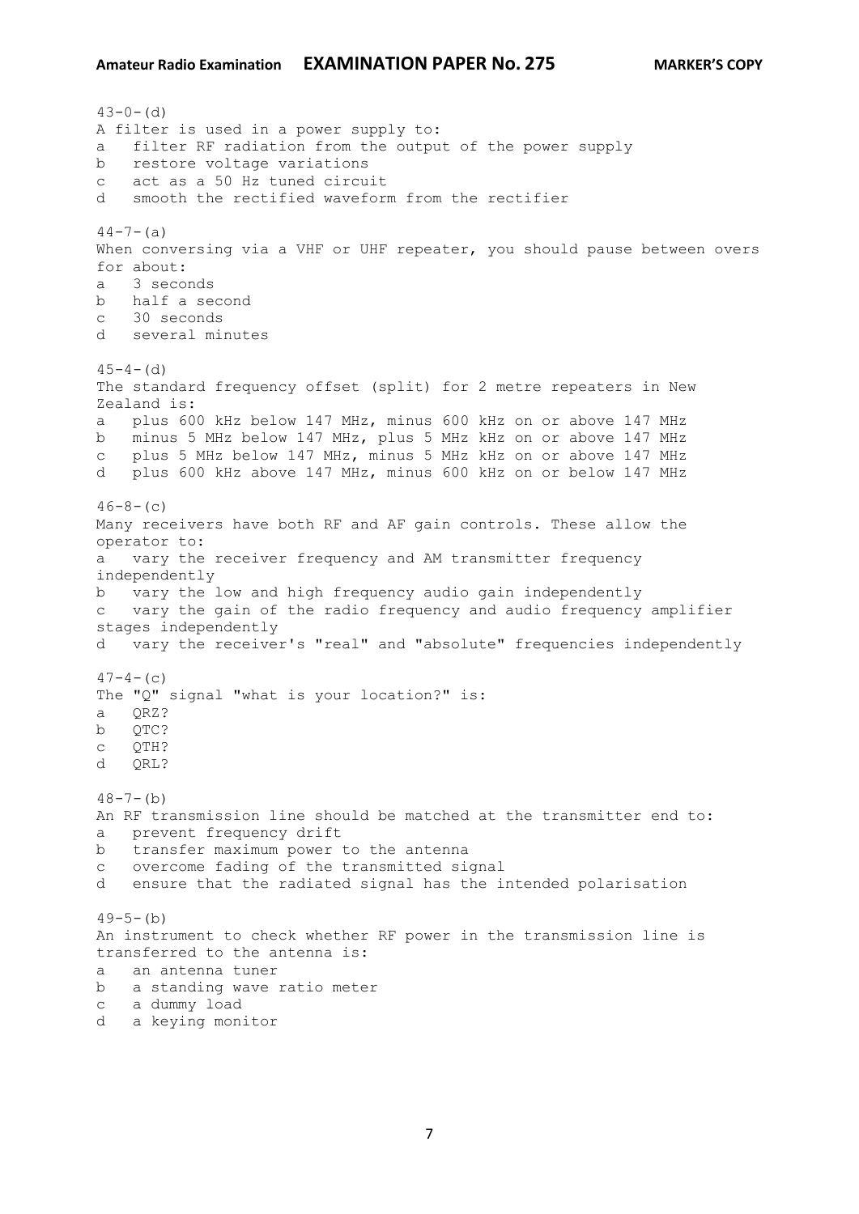43-0-(d)
A filter is used in a power supply to:
a   filter RF radiation from the output of the power supply
b   restore voltage variations
c   act as a 50 Hz tuned circuit
d   smooth the rectified waveform from the rectifier

44-7-(a)
When conversing via a VHF or UHF repeater, you should pause between overs for about:
a   3 seconds
b   half a second
c   30 seconds
d   several minutes

45-4-(d)
The standard frequency offset (split) for 2 metre repeaters in New Zealand is:
a   plus 600 kHz below 147 MHz, minus 600 kHz on or above 147 MHz
b   minus 5 MHz below 147 MHz, plus 5 MHz kHz on or above 147 MHz
c   plus 5 MHz below 147 MHz, minus 5 MHz kHz on or above 147 MHz
d   plus 600 kHz above 147 MHz, minus 600 kHz on or below 147 MHz

46-8-(c)
Many receivers have both RF and AF gain controls. These allow the operator to:
a   vary the receiver frequency and AM transmitter frequency independently
b   vary the low and high frequency audio gain independently
c   vary the gain of the radio frequency and audio frequency amplifier stages independently
d   vary the receiver's "real" and "absolute" frequencies independently

47-4-(c)
The "Q" signal "what is your location?" is:
a   QRZ?
b   QTC?
c   QTH?
d   QRL?

48-7-(b)
An RF transmission line should be matched at the transmitter end to:
a   prevent frequency drift
b   transfer maximum power to the antenna
c   overcome fading of the transmitted signal
d   ensure that the radiated signal has the intended polarisation

49-5-(b)
An instrument to check whether RF power in the transmission line is transferred to the antenna is:
a   an antenna tuner
b   a standing wave ratio meter
c   a dummy load
d   a keying monitor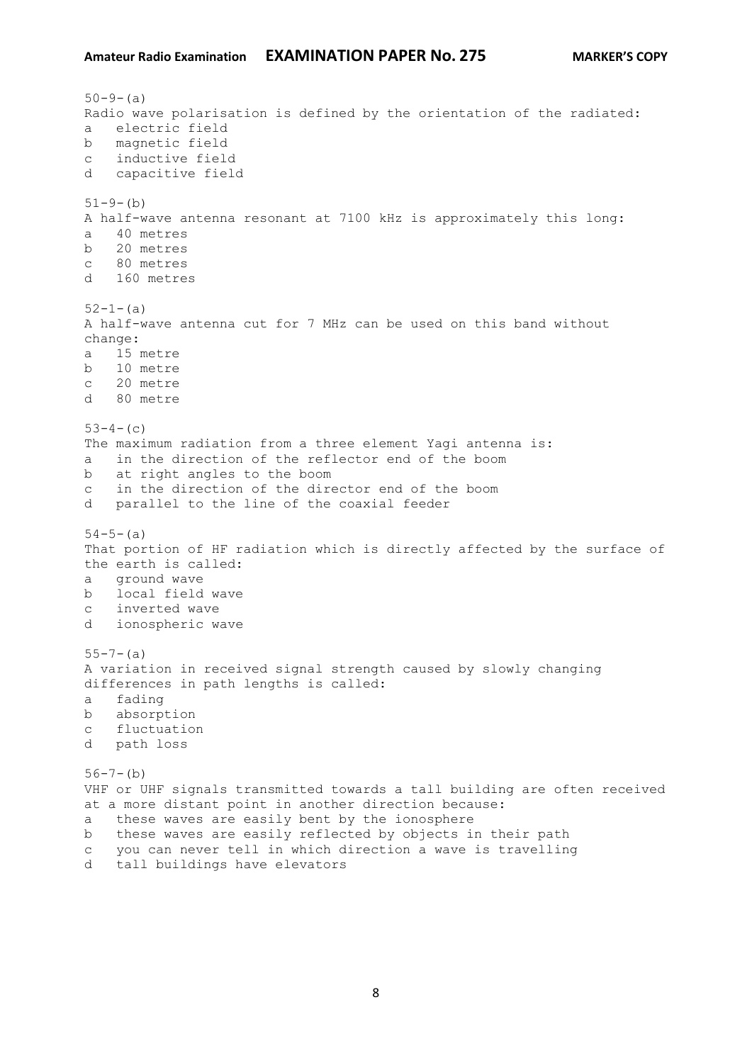50-9-(a)
Radio wave polarisation is defined by the orientation of the radiated:
a electric field
b magnetic field
c inductive field
d capacitive field

51-9-(b)
A half-wave antenna resonant at 7100 kHz is approximately this long:
a 40 metres
b 20 metres
c 80 metres
d 160 metres

52-1-(a)
A half-wave antenna cut for 7 MHz can be used on this band without change:
a 15 metre
b 10 metre
c 20 metre
d 80 metre

53-4-(c)
The maximum radiation from a three element Yagi antenna is:
a in the direction of the reflector end of the boom
b at right angles to the boom
c in the direction of the director end of the boom
d parallel to the line of the coaxial feeder

54-5-(a)
That portion of HF radiation which is directly affected by the surface of the earth is called:
a ground wave
b local field wave
c inverted wave
d ionospheric wave

55-7-(a)
A variation in received signal strength caused by slowly changing differences in path lengths is called:
a fading
b absorption
c fluctuation
d path loss

56-7-(b)
VHF or UHF signals transmitted towards a tall building are often received at a more distant point in another direction because:
a these waves are easily bent by the ionosphere
b these waves are easily reflected by objects in their path
c you can never tell in which direction a wave is travelling
d tall buildings have elevators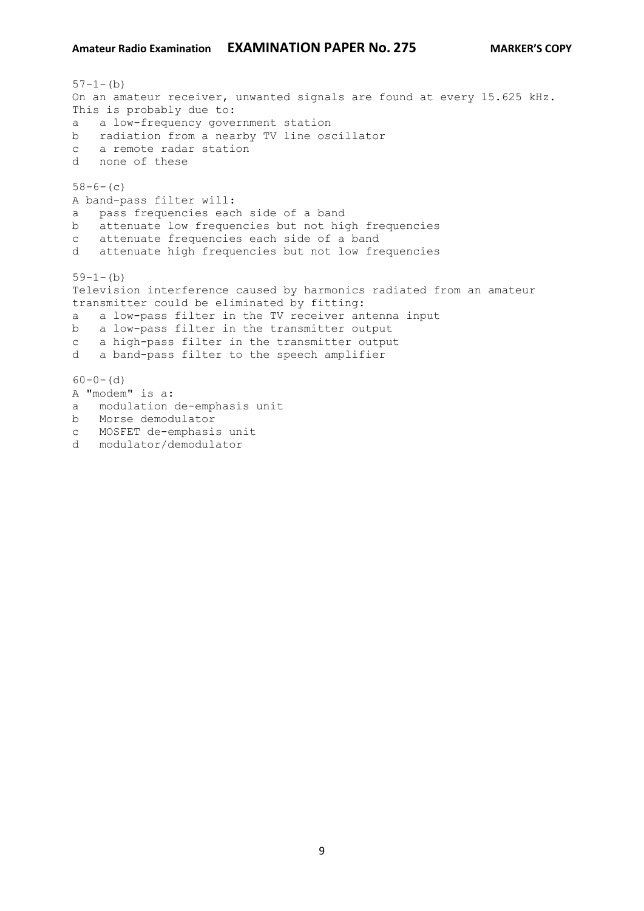57-1-(b)
On an amateur receiver, unwanted signals are found at every 15.625 kHz. This is probably due to:
a a low-frequency government station
b radiation from a nearby TV line oscillator
c a remote radar station
d none of these

58-6-(c)
A band-pass filter will:
a pass frequencies each side of a band
b attenuate low frequencies but not high frequencies
c attenuate frequencies each side of a band
d attenuate high frequencies but not low frequencies

59-1-(b)
Television interference caused by harmonics radiated from an amateur transmitter could be eliminated by fitting:
a a low-pass filter in the TV receiver antenna input
b a low-pass filter in the transmitter output
c a high-pass filter in the transmitter output
d a band-pass filter to the speech amplifier

60-0-(d)
A "modem" is a:
a modulation de-emphasis unit
b Morse demodulator
c MOSFET de-emphasis unit
d modulator/demodulator